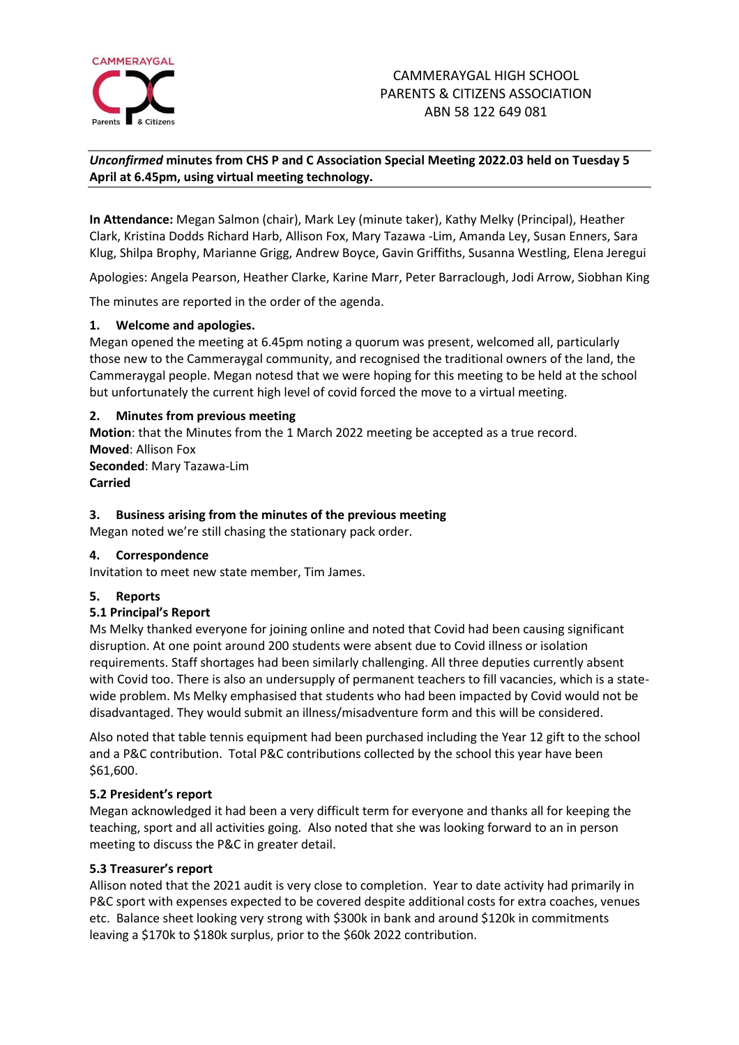CAMMERAYGAL HIGH SCHOOL
PARENTS & CITIZENS ASSOCIATION
ABN 58 122 649 081

***Unconfirmed* minutes from CHS P and C Association Special Meeting 2022.03 held on Tuesday 5 April at 6.45pm, using virtual meeting technology.**

**In Attendance:** Megan Salmon (chair), Mark Ley (minute taker), Kathy Melky (Principal), Heather Clark, Kristina Dodds Richard Harb, Allison Fox, Mary Tazawa -Lim, Amanda Ley, Susan Enners, Sara Klug, Shilpa Brophy, Marianne Grigg, Andrew Boyce, Gavin Griffiths, Susanna Westling, Elena Jeregui

Apologies: Angela Pearson, Heather Clarke, Karine Marr, Peter Barraclough, Jodi Arrow, Siobhan King

The minutes are reported in the order of the agenda.

### 1. Welcome and apologies.

Megan opened the meeting at 6.45pm noting a quorum was present, welcomed all, particularly those new to the Cammeraygal community, and recognised the traditional owners of the land, the Cammeraygal people. Megan notesd that we were hoping for this meeting to be held at the school but unfortunately the current high level of covid forced the move to a virtual meeting.

### 2. Minutes from previous meeting

**Motion**: that the Minutes from the 1 March 2022 meeting be accepted as a true record.
**Moved**: Allison Fox
**Seconded**: Mary Tazawa-Lim
**Carried**

### 3. Business arising from the minutes of the previous meeting

Megan noted we're still chasing the stationary pack order.

### 4. Correspondence

Invitation to meet new state member, Tim James.

### 5. Reports

#### 5.1 Principal's Report

Ms Melky thanked everyone for joining online and noted that Covid had been causing significant disruption. At one point around 200 students were absent due to Covid illness or isolation requirements. Staff shortages had been similarly challenging. All three deputies currently absent with Covid too. There is also an undersupply of permanent teachers to fill vacancies, which is a state-wide problem. Ms Melky emphasised that students who had been impacted by Covid would not be disadvantaged. They would submit an illness/misadventure form and this will be considered.

Also noted that table tennis equipment had been purchased including the Year 12 gift to the school and a P&C contribution. Total P&C contributions collected by the school this year have been $61,600.

#### 5.2 President's report

Megan acknowledged it had been a very difficult term for everyone and thanks all for keeping the teaching, sport and all activities going. Also noted that she was looking forward to an in person meeting to discuss the P&C in greater detail.

#### 5.3 Treasurer's report

Allison noted that the 2021 audit is very close to completion. Year to date activity had primarily in P&C sport with expenses expected to be covered despite additional costs for extra coaches, venues etc. Balance sheet looking very strong with $300k in bank and around $120k in commitments leaving a $170k to $180k surplus, prior to the $60k 2022 contribution.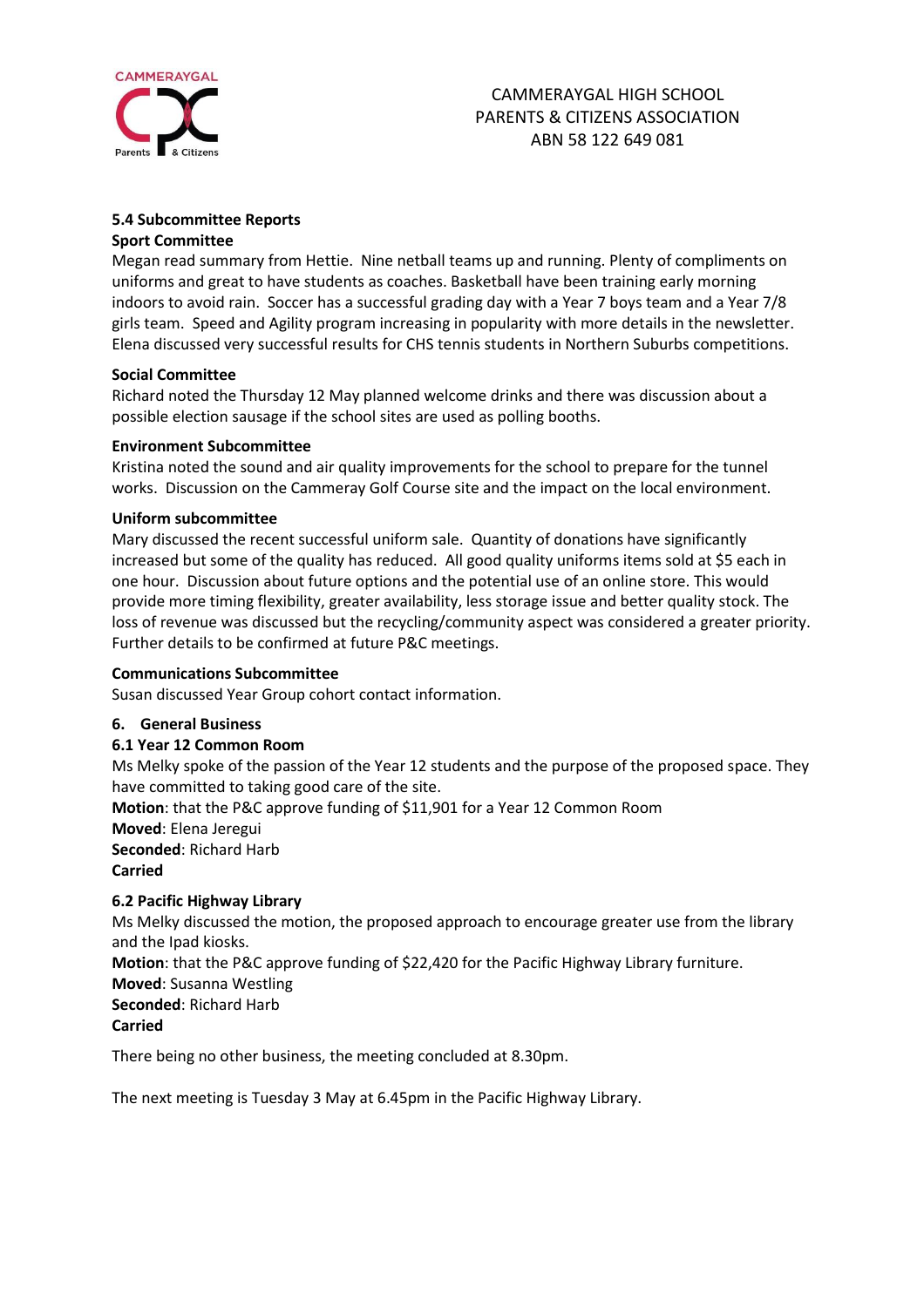### 5.4 Subcommittee Reports

**Sport Committee**

Megan read summary from Hettie. Nine netball teams up and running. Plenty of compliments on uniforms and great to have students as coaches. Basketball have been training early morning indoors to avoid rain. Soccer has a successful grading day with a Year 7 boys team and a Year 7/8 girls team. Speed and Agility program increasing in popularity with more details in the newsletter. Elena discussed very successful results for CHS tennis students in Northern Suburbs competitions.

**Social Committee**

Richard noted the Thursday 12 May planned welcome drinks and there was discussion about a possible election sausage if the school sites are used as polling booths.

**Environment Subcommittee**

Kristina noted the sound and air quality improvements for the school to prepare for the tunnel works. Discussion on the Cammeray Golf Course site and the impact on the local environment.

**Uniform subcommittee**

Mary discussed the recent successful uniform sale. Quantity of donations have significantly increased but some of the quality has reduced. All good quality uniforms items sold at $5 each in one hour. Discussion about future options and the potential use of an online store. This would provide more timing flexibility, greater availability, less storage issue and better quality stock. The loss of revenue was discussed but the recycling/community aspect was considered a greater priority. Further details to be confirmed at future P&C meetings.

**Communications Subcommittee**

Susan discussed Year Group cohort contact information.

## 6. General Business

### 6.1 Year 12 Common Room

Ms Melky spoke of the passion of the Year 12 students and the purpose of the proposed space. They have committed to taking good care of the site.

**Motion**: that the P&C approve funding of $11,901 for a Year 12 Common Room

**Moved**: Elena Jeregui

**Seconded**: Richard Harb

**Carried**

### 6.2 Pacific Highway Library

Ms Melky discussed the motion, the proposed approach to encourage greater use from the library and the Ipad kiosks.

**Motion**: that the P&C approve funding of $22,420 for the Pacific Highway Library furniture.

**Moved**: Susanna Westling

**Seconded**: Richard Harb

**Carried**

There being no other business, the meeting concluded at 8.30pm.

The next meeting is Tuesday 3 May at 6.45pm in the Pacific Highway Library.